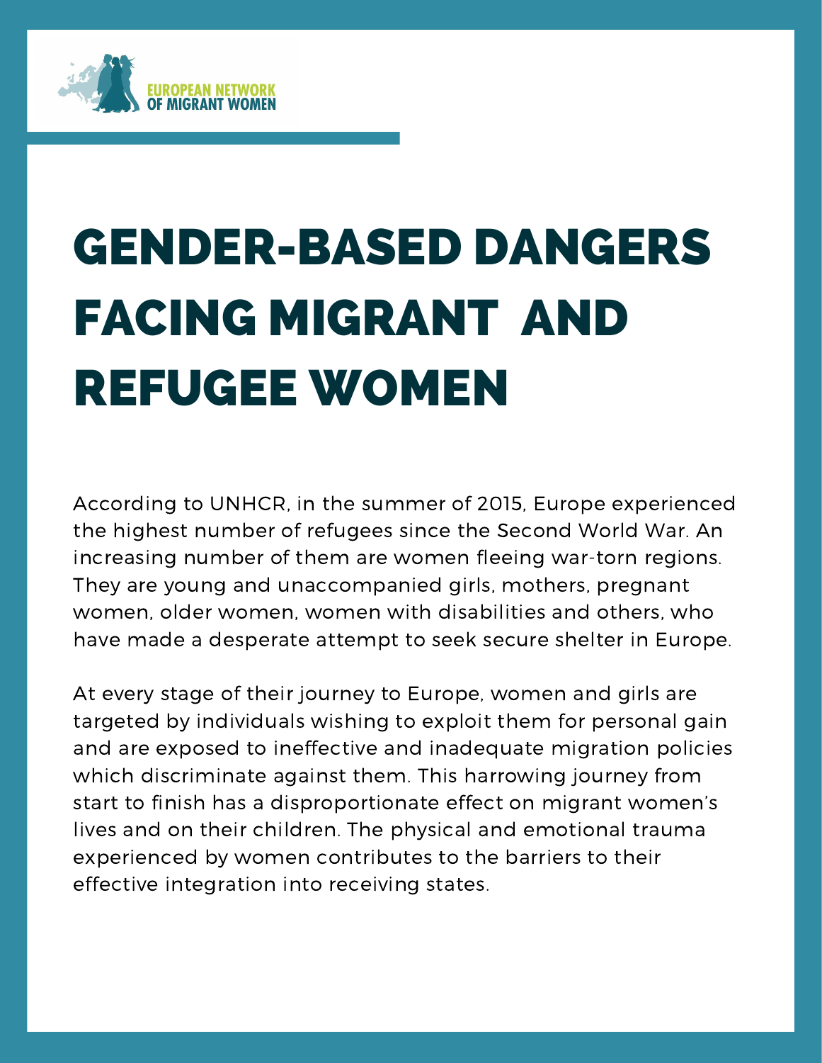EUROPEAN NETWORK OF MIGRANT WOMEN

# GENDER-BASED DANGERS FACING MIGRANT AND REFUGEE WOMEN

According to UNHCR, in the summer of 2015, Europe experienced the highest number of refugees since the Second World War. An increasing number of them are women fleeing war-torn regions. They are young and unaccompanied girls, mothers, pregnant women, older women, women with disabilities and others, who have made a desperate attempt to seek secure shelter in Europe.

At every stage of their journey to Europe, women and girls are targeted by individuals wishing to exploit them for personal gain and are exposed to ineffective and inadequate migration policies which discriminate against them. This harrowing journey from start to finish has a disproportionate effect on migrant women's lives and on their children. The physical and emotional trauma experienced by women contributes to the barriers to their effective integration into receiving states.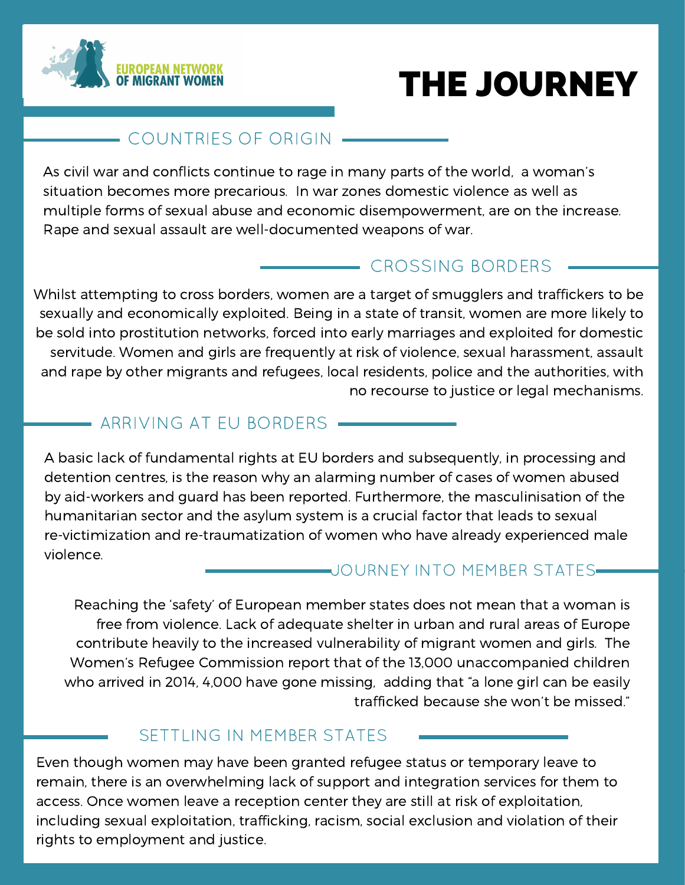EUROPEAN NETWORK OF MIGRANT WOMEN

# THE JOURNEY

## COUNTRIES OF ORIGIN

As civil war and conflicts continue to rage in many parts of the world, a woman's situation becomes more precarious. In war zones domestic violence as well as multiple forms of sexual abuse and economic disempowerment, are on the increase. Rape and sexual assault are well-documented weapons of war.

## CROSSING BORDERS

Whilst attempting to cross borders, women are a target of smugglers and traffickers to be sexually and economically exploited. Being in a state of transit, women are more likely to be sold into prostitution networks, forced into early marriages and exploited for domestic servitude. Women and girls are frequently at risk of violence, sexual harassment, assault and rape by other migrants and refugees, local residents, police and the authorities, with no recourse to justice or legal mechanisms.

## ARRIVING AT EU BORDERS

A basic lack of fundamental rights at EU borders and subsequently, in processing and detention centres, is the reason why an alarming number of cases of women abused by aid-workers and guard has been reported. Furthermore, the masculinisation of the humanitarian sector and the asylum system is a crucial factor that leads to sexual re-victimization and re-traumatization of women who have already experienced male violence.

## JOURNEY INTO MEMBER STATES

Reaching the 'safety' of European member states does not mean that a woman is free from violence. Lack of adequate shelter in urban and rural areas of Europe contribute heavily to the increased vulnerability of migrant women and girls. The Women's Refugee Commission report that of the 13,000 unaccompanied children who arrived in 2014, 4,000 have gone missing, adding that "a lone girl can be easily trafficked because she won't be missed."

## SETTLING IN MEMBER STATES

Even though women may have been granted refugee status or temporary leave to remain, there is an overwhelming lack of support and integration services for them to access. Once women leave a reception center they are still at risk of exploitation, including sexual exploitation, trafficking, racism, social exclusion and violation of their rights to employment and justice.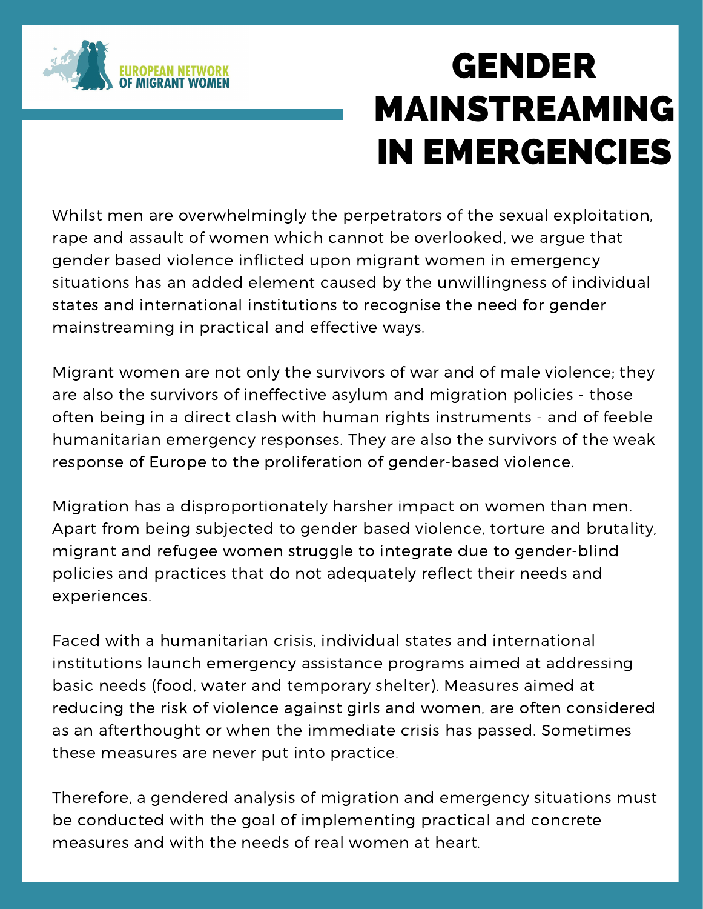# GENDER MAINSTREAMING IN EMERGENCIES

Whilst men are overwhelmingly the perpetrators of the sexual exploitation, rape and assault of women which cannot be overlooked, we argue that gender based violence inflicted upon migrant women in emergency situations has an added element caused by the unwillingness of individual states and international institutions to recognise the need for gender mainstreaming in practical and effective ways.

Migrant women are not only the survivors of war and of male violence; they are also the survivors of ineffective asylum and migration policies - those often being in a direct clash with human rights instruments - and of feeble humanitarian emergency responses. They are also the survivors of the weak response of Europe to the proliferation of gender-based violence.

Migration has a disproportionately harsher impact on women than men. Apart from being subjected to gender based violence, torture and brutality, migrant and refugee women struggle to integrate due to gender-blind policies and practices that do not adequately reflect their needs and experiences.

Faced with a humanitarian crisis, individual states and international institutions launch emergency assistance programs aimed at addressing basic needs (food, water and temporary shelter). Measures aimed at reducing the risk of violence against girls and women, are often considered as an afterthought or when the immediate crisis has passed. Sometimes these measures are never put into practice.

Therefore, a gendered analysis of migration and emergency situations must be conducted with the goal of implementing practical and concrete measures and with the needs of real women at heart.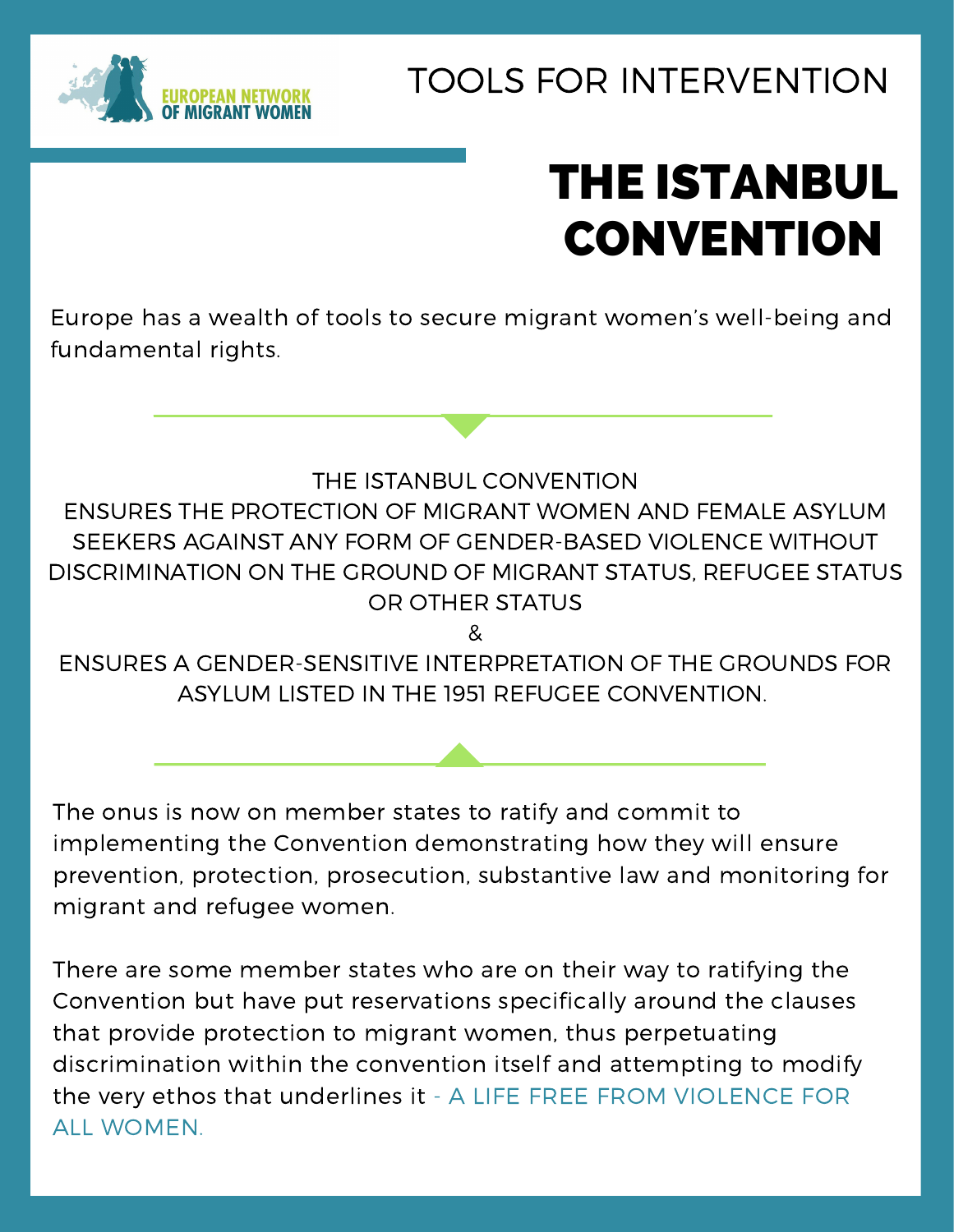EUROPEAN NETWORK OF MIGRANT WOMEN

TOOLS FOR INTERVENTION

# THE ISTANBUL CONVENTION

Europe has a wealth of tools to secure migrant women's well-being and fundamental rights.

THE ISTANBUL CONVENTION
ENSURES THE PROTECTION OF MIGRANT WOMEN AND FEMALE ASYLUM SEEKERS AGAINST ANY FORM OF GENDER-BASED VIOLENCE WITHOUT DISCRIMINATION ON THE GROUND OF MIGRANT STATUS, REFUGEE STATUS OR OTHER STATUS
&
ENSURES A GENDER-SENSITIVE INTERPRETATION OF THE GROUNDS FOR ASYLUM LISTED IN THE 1951 REFUGEE CONVENTION.

The onus is now on member states to ratify and commit to implementing the Convention demonstrating how they will ensure prevention, protection, prosecution, substantive law and monitoring for migrant and refugee women.

There are some member states who are on their way to ratifying the Convention but have put reservations specifically around the clauses that provide protection to migrant women, thus perpetuating discrimination within the convention itself and attempting to modify the very ethos that underlines it - A LIFE FREE FROM VIOLENCE FOR ALL WOMEN.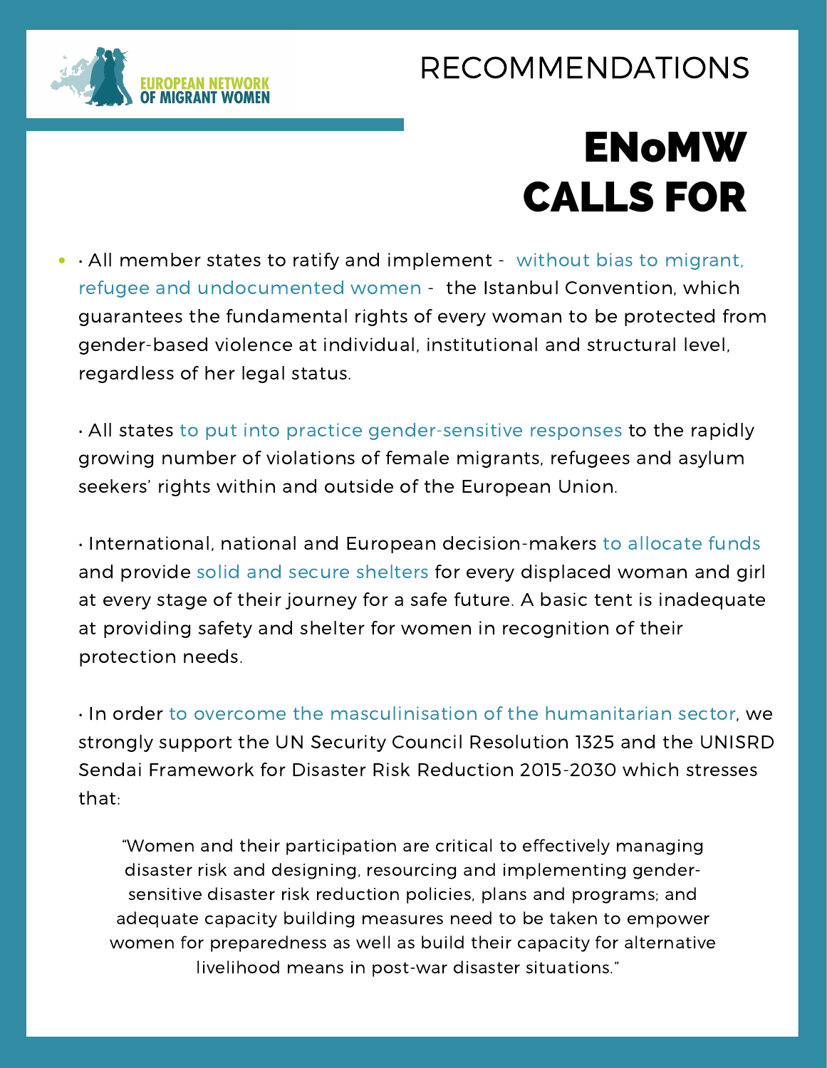EUROPEAN NETWORK OF MIGRANT WOMEN

RECOMMENDATIONS

# ENoMW CALLS FOR

- All member states to ratify and implement - without bias to migrant, refugee and undocumented women - the Istanbul Convention, which guarantees the fundamental rights of every woman to be protected from gender-based violence at individual, institutional and structural level, regardless of her legal status.

- All states to put into practice gender-sensitive responses to the rapidly growing number of violations of female migrants, refugees and asylum seekers' rights within and outside of the European Union.

- International, national and European decision-makers to allocate funds and provide solid and secure shelters for every displaced woman and girl at every stage of their journey for a safe future. A basic tent is inadequate at providing safety and shelter for women in recognition of their protection needs.

- In order to overcome the masculinisation of the humanitarian sector, we strongly support the UN Security Council Resolution 1325 and the UNISRD Sendai Framework for Disaster Risk Reduction 2015-2030 which stresses that:

> "Women and their participation are critical to effectively managing disaster risk and designing, resourcing and implementing gender-sensitive disaster risk reduction policies, plans and programs; and adequate capacity building measures need to be taken to empower women for preparedness as well as build their capacity for alternative livelihood means in post-war disaster situations."